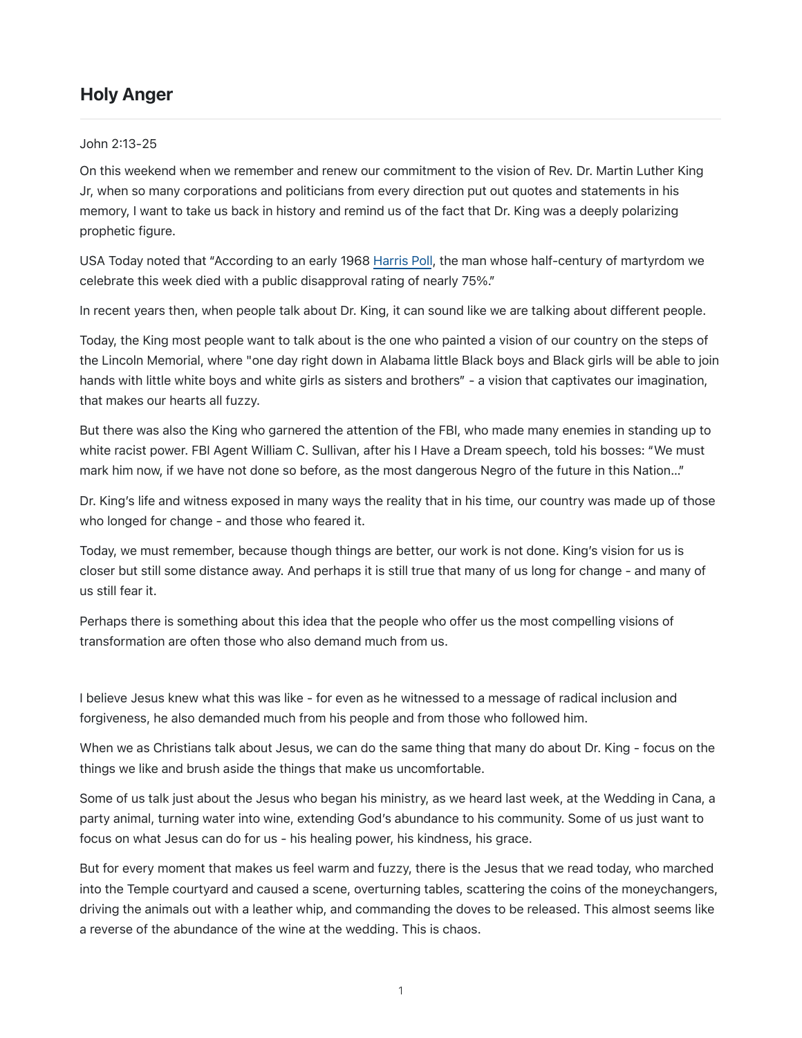## Holy Anger

John 2:13-25

On this weekend when we remember and renew our commitment to the vision of Rev. Dr. Martin Luther King Jr, when so many corporations and politicians from every direction put out quotes and statements in his memory, I want to take us back in history and remind us of the fact that Dr. King was a deeply polarizing prophetic figure.

USA Today noted that "According to an early 1968 Harris Poll, the man whose half-century of martyrdom we celebrate this week died with a public disapproval rating of nearly 75%."

In recent years then, when people talk about Dr. King, it can sound like we are talking about different people.

Today, the King most people want to talk about is the one who painted a vision of our country on the steps of the Lincoln Memorial, where "one day right down in Alabama little Black boys and Black girls will be able to join hands with little white boys and white girls as sisters and brothers" - a vision that captivates our imagination, that makes our hearts all fuzzy.

But there was also the King who garnered the attention of the FBI, who made many enemies in standing up to white racist power. FBI Agent William C. Sullivan, after his I Have a Dream speech, told his bosses: "We must mark him now, if we have not done so before, as the most dangerous Negro of the future in this Nation…"

Dr. King's life and witness exposed in many ways the reality that in his time, our country was made up of those who longed for change - and those who feared it.

Today, we must remember, because though things are better, our work is not done. King's vision for us is closer but still some distance away. And perhaps it is still true that many of us long for change - and many of us still fear it.

Perhaps there is something about this idea that the people who offer us the most compelling visions of transformation are often those who also demand much from us.

I believe Jesus knew what this was like - for even as he witnessed to a message of radical inclusion and forgiveness, he also demanded much from his people and from those who followed him.

When we as Christians talk about Jesus, we can do the same thing that many do about Dr. King - focus on the things we like and brush aside the things that make us uncomfortable.

Some of us talk just about the Jesus who began his ministry, as we heard last week, at the Wedding in Cana, a party animal, turning water into wine, extending God's abundance to his community. Some of us just want to focus on what Jesus can do for us - his healing power, his kindness, his grace.

But for every moment that makes us feel warm and fuzzy, there is the Jesus that we read today, who marched into the Temple courtyard and caused a scene, overturning tables, scattering the coins of the moneychangers, driving the animals out with a leather whip, and commanding the doves to be released. This almost seems like a reverse of the abundance of the wine at the wedding. This is chaos.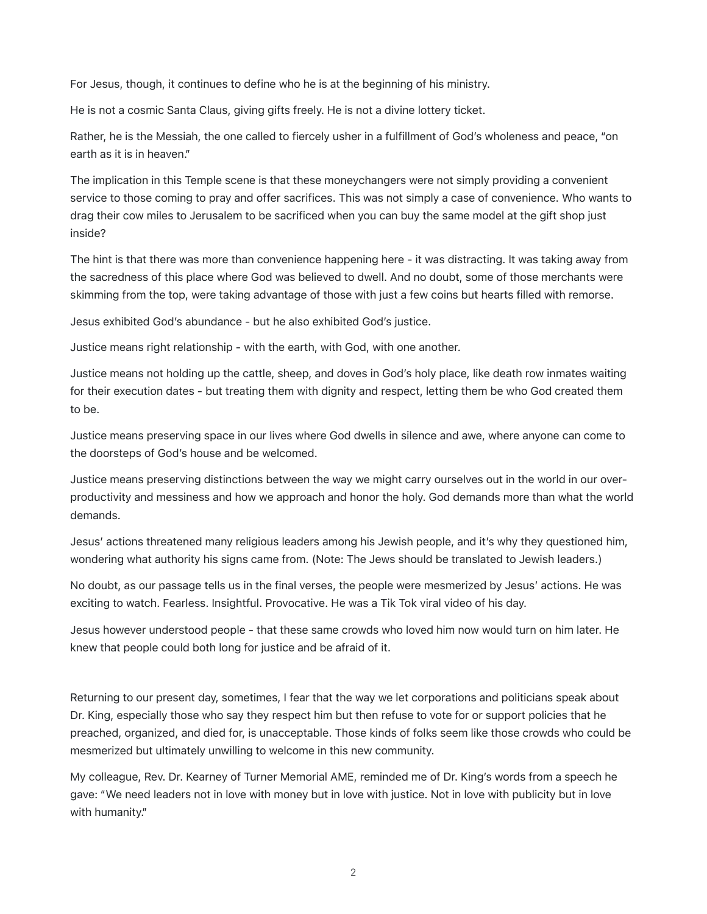For Jesus, though, it continues to define who he is at the beginning of his ministry.

He is not a cosmic Santa Claus, giving gifts freely. He is not a divine lottery ticket.

Rather, he is the Messiah, the one called to fiercely usher in a fulfillment of God's wholeness and peace, "on earth as it is in heaven."

The implication in this Temple scene is that these moneychangers were not simply providing a convenient service to those coming to pray and offer sacrifices. This was not simply a case of convenience. Who wants to drag their cow miles to Jerusalem to be sacrificed when you can buy the same model at the gift shop just inside?

The hint is that there was more than convenience happening here - it was distracting. It was taking away from the sacredness of this place where God was believed to dwell. And no doubt, some of those merchants were skimming from the top, were taking advantage of those with just a few coins but hearts filled with remorse.

Jesus exhibited God's abundance - but he also exhibited God's justice.

Justice means right relationship - with the earth, with God, with one another.

Justice means not holding up the cattle, sheep, and doves in God's holy place, like death row inmates waiting for their execution dates - but treating them with dignity and respect, letting them be who God created them to be.

Justice means preserving space in our lives where God dwells in silence and awe, where anyone can come to the doorsteps of God's house and be welcomed.

Justice means preserving distinctions between the way we might carry ourselves out in the world in our over-productivity and messiness and how we approach and honor the holy. God demands more than what the world demands.

Jesus' actions threatened many religious leaders among his Jewish people, and it's why they questioned him, wondering what authority his signs came from. (Note: The Jews should be translated to Jewish leaders.)

No doubt, as our passage tells us in the final verses, the people were mesmerized by Jesus' actions. He was exciting to watch. Fearless. Insightful. Provocative. He was a Tik Tok viral video of his day.

Jesus however understood people - that these same crowds who loved him now would turn on him later. He knew that people could both long for justice and be afraid of it.

Returning to our present day, sometimes, I fear that the way we let corporations and politicians speak about Dr. King, especially those who say they respect him but then refuse to vote for or support policies that he preached, organized, and died for, is unacceptable. Those kinds of folks seem like those crowds who could be mesmerized but ultimately unwilling to welcome in this new community.

My colleague, Rev. Dr. Kearney of Turner Memorial AME, reminded me of Dr. King's words from a speech he gave: "We need leaders not in love with money but in love with justice. Not in love with publicity but in love with humanity."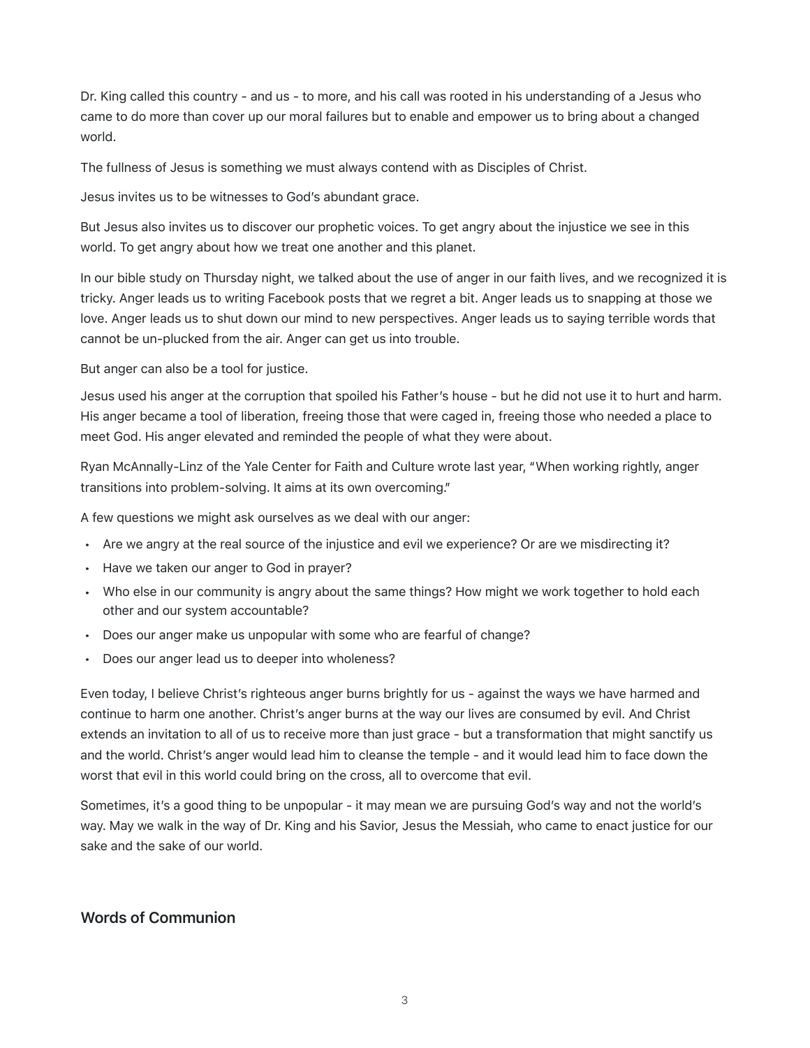Dr. King called this country - and us - to more, and his call was rooted in his understanding of a Jesus who came to do more than cover up our moral failures but to enable and empower us to bring about a changed world.

The fullness of Jesus is something we must always contend with as Disciples of Christ.

Jesus invites us to be witnesses to God's abundant grace.

But Jesus also invites us to discover our prophetic voices. To get angry about the injustice we see in this world. To get angry about how we treat one another and this planet.

In our bible study on Thursday night, we talked about the use of anger in our faith lives, and we recognized it is tricky. Anger leads us to writing Facebook posts that we regret a bit. Anger leads us to snapping at those we love. Anger leads us to shut down our mind to new perspectives. Anger leads us to saying terrible words that cannot be un-plucked from the air. Anger can get us into trouble.

But anger can also be a tool for justice.

Jesus used his anger at the corruption that spoiled his Father's house - but he did not use it to hurt and harm. His anger became a tool of liberation, freeing those that were caged in, freeing those who needed a place to meet God. His anger elevated and reminded the people of what they were about.

Ryan McAnnally-Linz of the Yale Center for Faith and Culture wrote last year, "When working rightly, anger transitions into problem-solving. It aims at its own overcoming."

A few questions we might ask ourselves as we deal with our anger:

- Are we angry at the real source of the injustice and evil we experience? Or are we misdirecting it?
- Have we taken our anger to God in prayer?
- Who else in our community is angry about the same things? How might we work together to hold each other and our system accountable?
- Does our anger make us unpopular with some who are fearful of change?
- Does our anger lead us to deeper into wholeness?

Even today, I believe Christ's righteous anger burns brightly for us - against the ways we have harmed and continue to harm one another. Christ's anger burns at the way our lives are consumed by evil. And Christ extends an invitation to all of us to receive more than just grace - but a transformation that might sanctify us and the world. Christ's anger would lead him to cleanse the temple - and it would lead him to face down the worst that evil in this world could bring on the cross, all to overcome that evil.

Sometimes, it's a good thing to be unpopular - it may mean we are pursuing God's way and not the world's way. May we walk in the way of Dr. King and his Savior, Jesus the Messiah, who came to enact justice for our sake and the sake of our world.

## Words of Communion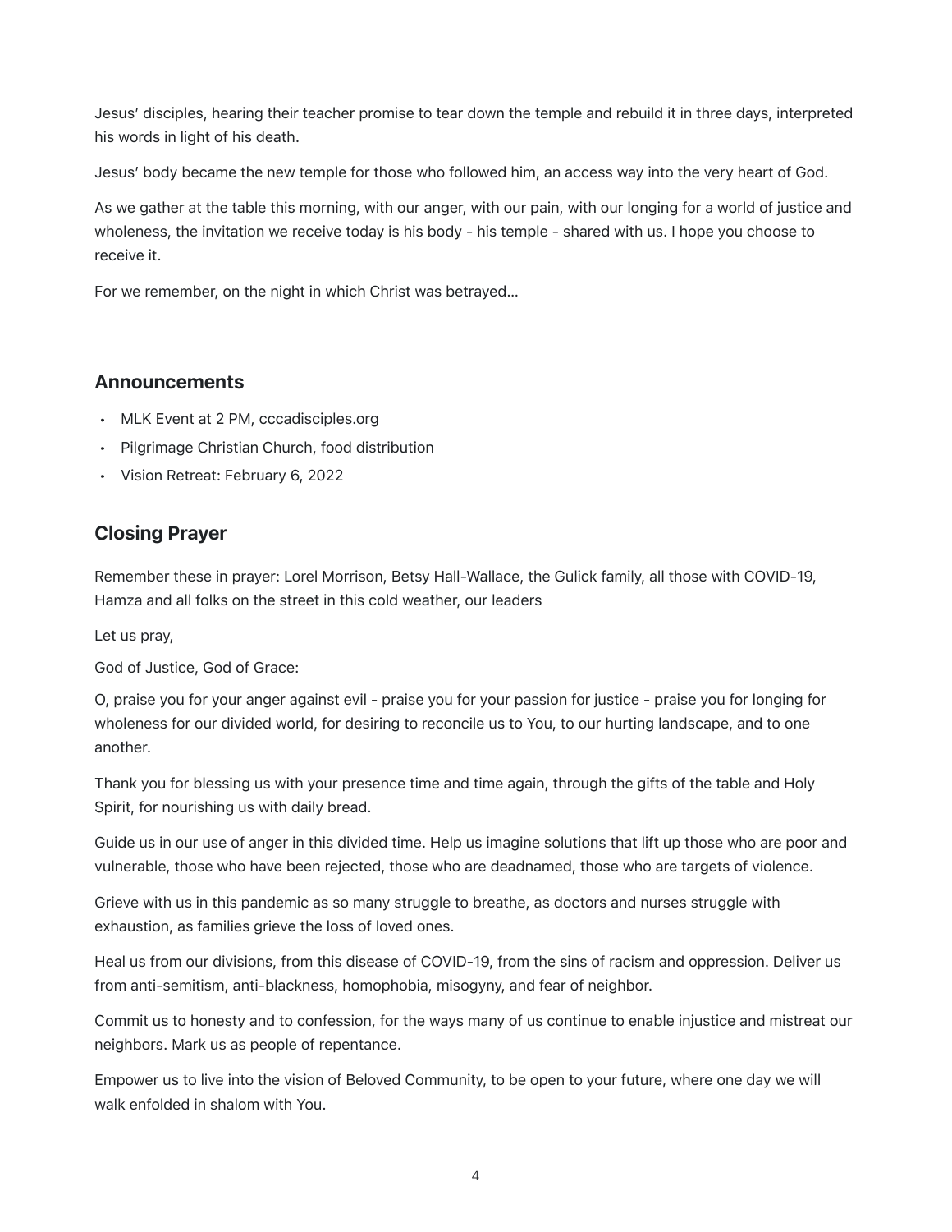Jesus' disciples, hearing their teacher promise to tear down the temple and rebuild it in three days, interpreted his words in light of his death.

Jesus' body became the new temple for those who followed him, an access way into the very heart of God.

As we gather at the table this morning, with our anger, with our pain, with our longing for a world of justice and wholeness, the invitation we receive today is his body - his temple - shared with us. I hope you choose to receive it.

For we remember, on the night in which Christ was betrayed…

## Announcements

- MLK Event at 2 PM, cccadisciples.org
- Pilgrimage Christian Church, food distribution
- Vision Retreat: February 6, 2022

## Closing Prayer

Remember these in prayer: Lorel Morrison, Betsy Hall-Wallace, the Gulick family, all those with COVID-19, Hamza and all folks on the street in this cold weather, our leaders

Let us pray,

God of Justice, God of Grace:

O, praise you for your anger against evil - praise you for your passion for justice - praise you for longing for wholeness for our divided world, for desiring to reconcile us to You, to our hurting landscape, and to one another.

Thank you for blessing us with your presence time and time again, through the gifts of the table and Holy Spirit, for nourishing us with daily bread.

Guide us in our use of anger in this divided time. Help us imagine solutions that lift up those who are poor and vulnerable, those who have been rejected, those who are deadnamed, those who are targets of violence.

Grieve with us in this pandemic as so many struggle to breathe, as doctors and nurses struggle with exhaustion, as families grieve the loss of loved ones.

Heal us from our divisions, from this disease of COVID-19, from the sins of racism and oppression. Deliver us from anti-semitism, anti-blackness, homophobia, misogyny, and fear of neighbor.

Commit us to honesty and to confession, for the ways many of us continue to enable injustice and mistreat our neighbors. Mark us as people of repentance.

Empower us to live into the vision of Beloved Community, to be open to your future, where one day we will walk enfolded in shalom with You.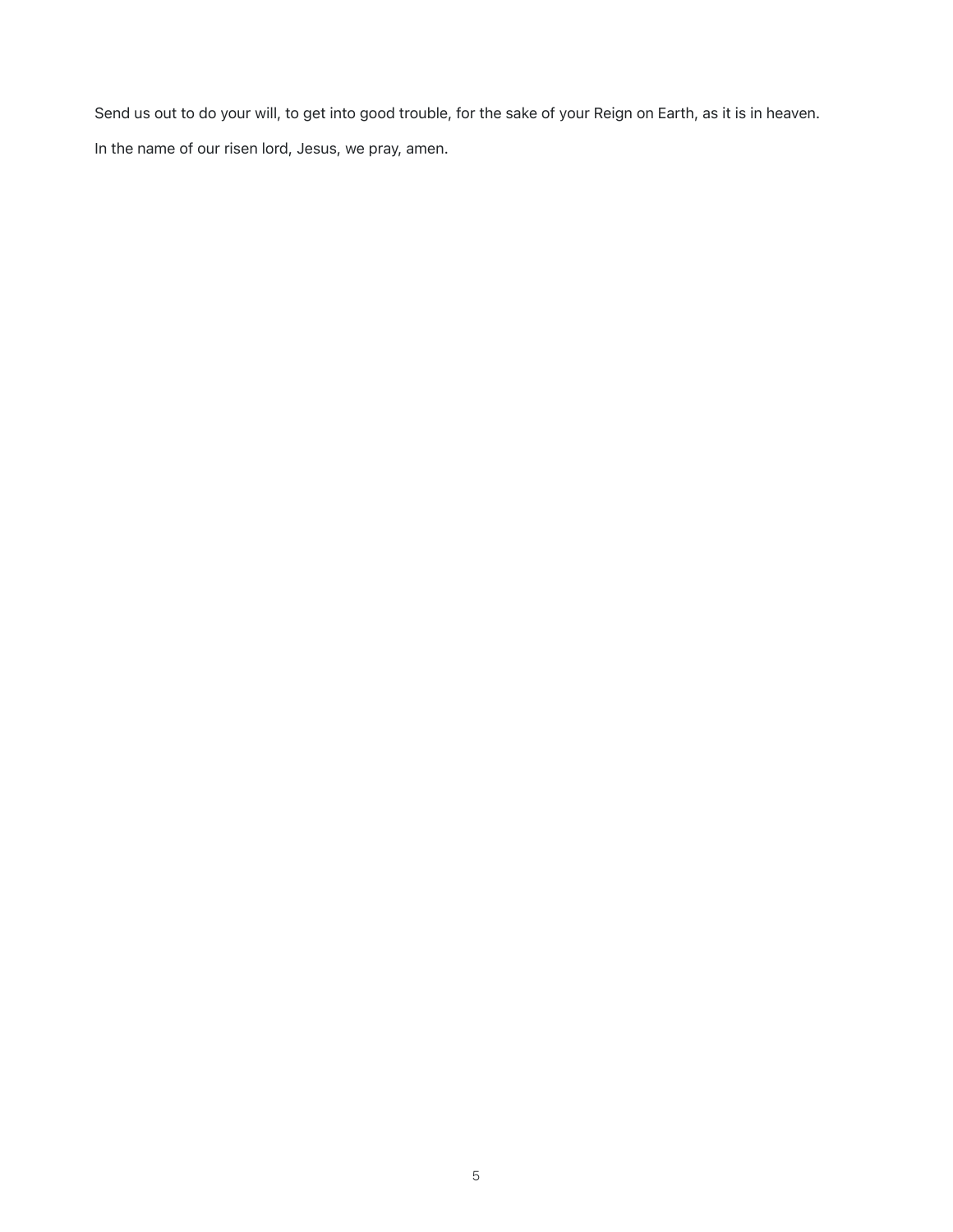Send us out to do your will, to get into good trouble, for the sake of your Reign on Earth, as it is in heaven.

In the name of our risen lord, Jesus, we pray, amen.